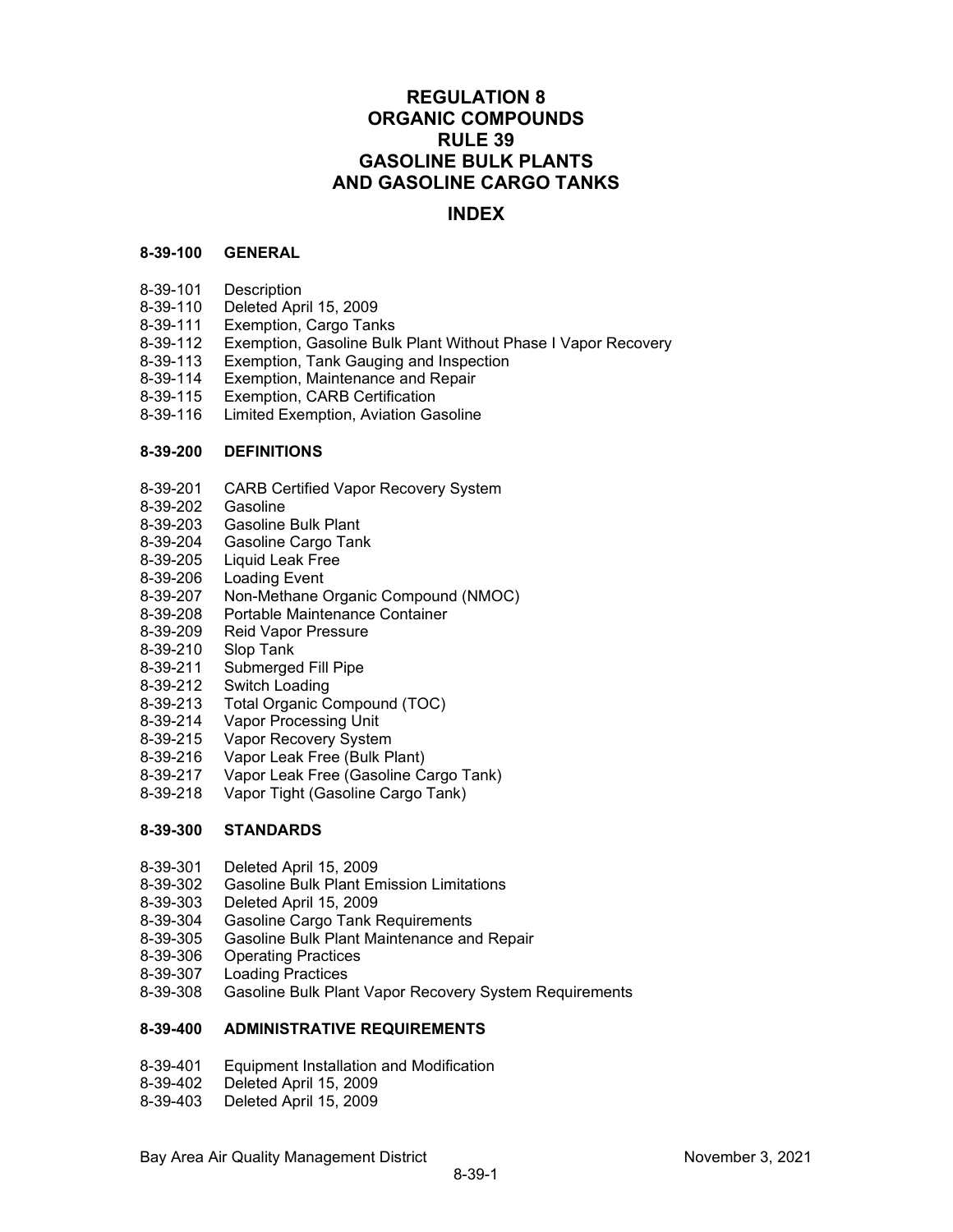# REGULATION 8
# ORGANIC COMPOUNDS
# RULE 39
# GASOLINE BULK PLANTS AND GASOLINE CARGO TANKS

## INDEX

**8-39-100 GENERAL**

- 8-39-101 Description
- 8-39-110 Deleted April 15, 2009
- 8-39-111 Exemption, Cargo Tanks
- 8-39-112 Exemption, Gasoline Bulk Plant Without Phase I Vapor Recovery
- 8-39-113 Exemption, Tank Gauging and Inspection
- 8-39-114 Exemption, Maintenance and Repair
- 8-39-115 Exemption, CARB Certification
- 8-39-116 Limited Exemption, Aviation Gasoline

**8-39-200 DEFINITIONS**

- 8-39-201 CARB Certified Vapor Recovery System
- 8-39-202 Gasoline
- 8-39-203 Gasoline Bulk Plant
- 8-39-204 Gasoline Cargo Tank
- 8-39-205 Liquid Leak Free
- 8-39-206 Loading Event
- 8-39-207 Non-Methane Organic Compound (NMOC)
- 8-39-208 Portable Maintenance Container
- 8-39-209 Reid Vapor Pressure
- 8-39-210 Slop Tank
- 8-39-211 Submerged Fill Pipe
- 8-39-212 Switch Loading
- 8-39-213 Total Organic Compound (TOC)
- 8-39-214 Vapor Processing Unit
- 8-39-215 Vapor Recovery System
- 8-39-216 Vapor Leak Free (Bulk Plant)
- 8-39-217 Vapor Leak Free (Gasoline Cargo Tank)
- 8-39-218 Vapor Tight (Gasoline Cargo Tank)

**8-39-300 STANDARDS**

- 8-39-301 Deleted April 15, 2009
- 8-39-302 Gasoline Bulk Plant Emission Limitations
- 8-39-303 Deleted April 15, 2009
- 8-39-304 Gasoline Cargo Tank Requirements
- 8-39-305 Gasoline Bulk Plant Maintenance and Repair
- 8-39-306 Operating Practices
- 8-39-307 Loading Practices
- 8-39-308 Gasoline Bulk Plant Vapor Recovery System Requirements

**8-39-400 ADMINISTRATIVE REQUIREMENTS**

- 8-39-401 Equipment Installation and Modification
- 8-39-402 Deleted April 15, 2009
- 8-39-403 Deleted April 15, 2009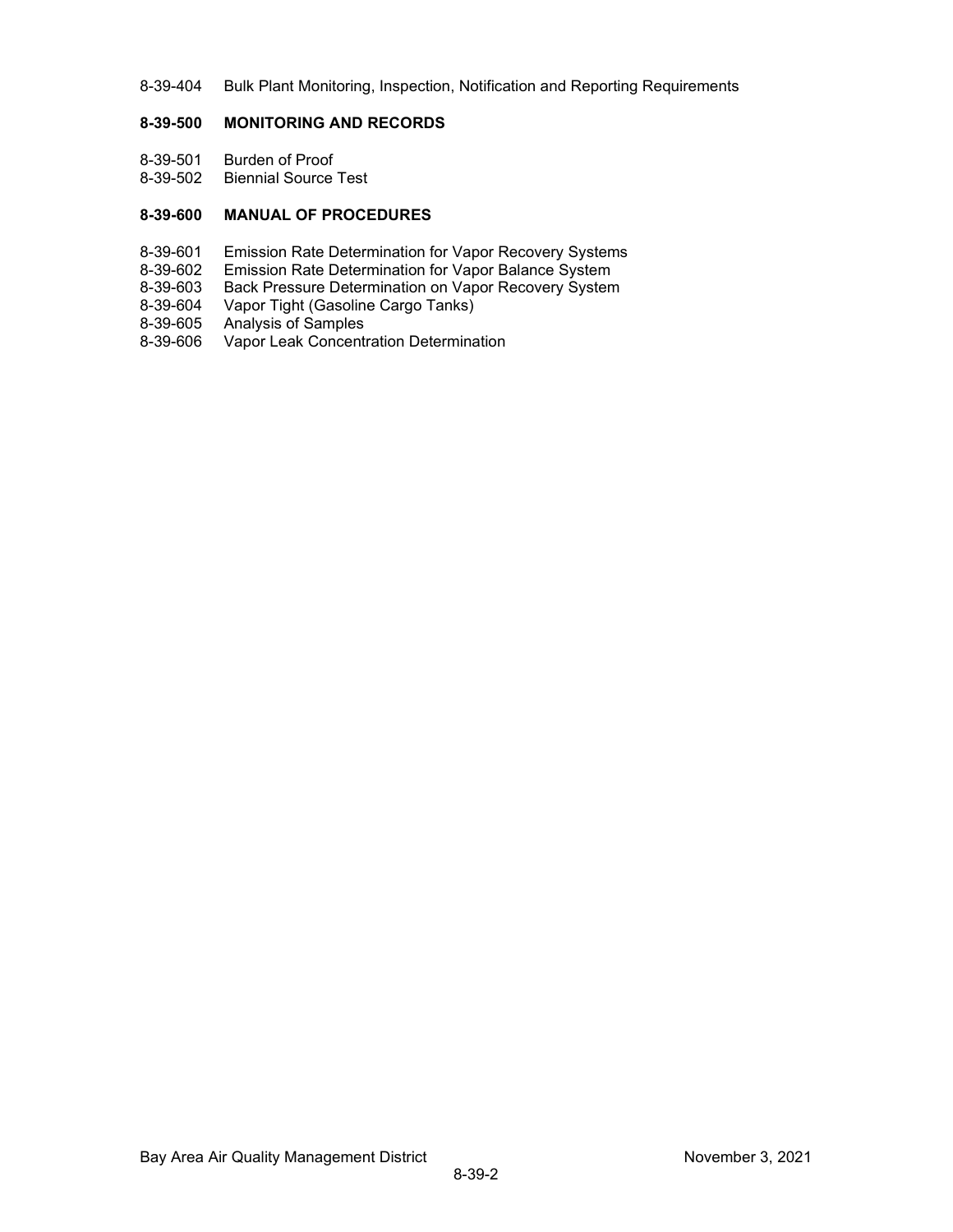8-39-404 Bulk Plant Monitoring, Inspection, Notification and Reporting Requirements

**8-39-500 MONITORING AND RECORDS**

8-39-501 Burden of Proof
8-39-502 Biennial Source Test

**8-39-600 MANUAL OF PROCEDURES**

8-39-601 Emission Rate Determination for Vapor Recovery Systems
8-39-602 Emission Rate Determination for Vapor Balance System
8-39-603 Back Pressure Determination on Vapor Recovery System
8-39-604 Vapor Tight (Gasoline Cargo Tanks)
8-39-605 Analysis of Samples
8-39-606 Vapor Leak Concentration Determination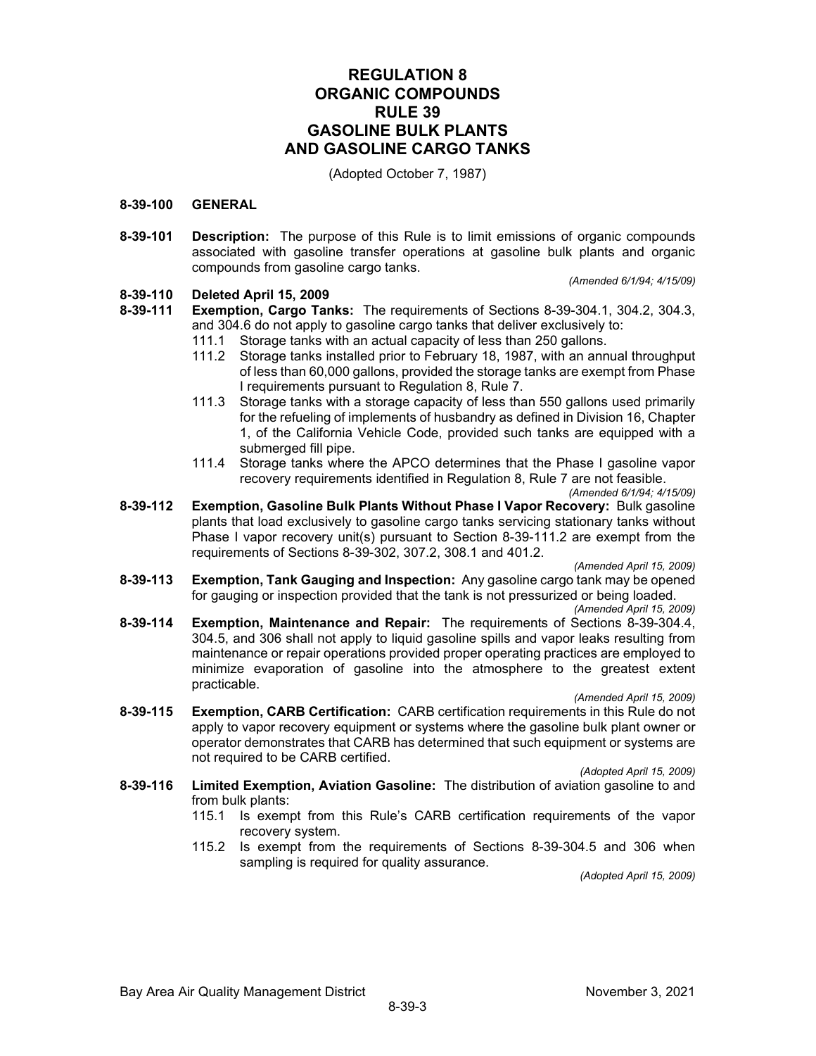# REGULATION 8
# ORGANIC COMPOUNDS
# RULE 39
# GASOLINE BULK PLANTS AND GASOLINE CARGO TANKS

(Adopted October 7, 1987)

## 8-39-100 GENERAL

**8-39-101 Description:** The purpose of this Rule is to limit emissions of organic compounds associated with gasoline transfer operations at gasoline bulk plants and organic compounds from gasoline cargo tanks.

*(Amended 6/1/94; 4/15/09)*

**8-39-110 Deleted April 15, 2009**

**8-39-111 Exemption, Cargo Tanks:** The requirements of Sections 8-39-304.1, 304.2, 304.3, and 304.6 do not apply to gasoline cargo tanks that deliver exclusively to:

- 111.1 Storage tanks with an actual capacity of less than 250 gallons.
- 111.2 Storage tanks installed prior to February 18, 1987, with an annual throughput of less than 60,000 gallons, provided the storage tanks are exempt from Phase I requirements pursuant to Regulation 8, Rule 7.
- 111.3 Storage tanks with a storage capacity of less than 550 gallons used primarily for the refueling of implements of husbandry as defined in Division 16, Chapter 1, of the California Vehicle Code, provided such tanks are equipped with a submerged fill pipe.
- 111.4 Storage tanks where the APCO determines that the Phase I gasoline vapor recovery requirements identified in Regulation 8, Rule 7 are not feasible.

*(Amended 6/1/94; 4/15/09)*

**8-39-112 Exemption, Gasoline Bulk Plants Without Phase I Vapor Recovery:** Bulk gasoline plants that load exclusively to gasoline cargo tanks servicing stationary tanks without Phase I vapor recovery unit(s) pursuant to Section 8-39-111.2 are exempt from the requirements of Sections 8-39-302, 307.2, 308.1 and 401.2.

*(Amended April 15, 2009)*

**8-39-113 Exemption, Tank Gauging and Inspection:** Any gasoline cargo tank may be opened for gauging or inspection provided that the tank is not pressurized or being loaded.

*(Amended April 15, 2009)*

**8-39-114 Exemption, Maintenance and Repair:** The requirements of Sections 8-39-304.4, 304.5, and 306 shall not apply to liquid gasoline spills and vapor leaks resulting from maintenance or repair operations provided proper operating practices are employed to minimize evaporation of gasoline into the atmosphere to the greatest extent practicable.

*(Amended April 15, 2009)*

**8-39-115 Exemption, CARB Certification:** CARB certification requirements in this Rule do not apply to vapor recovery equipment or systems where the gasoline bulk plant owner or operator demonstrates that CARB has determined that such equipment or systems are not required to be CARB certified.

*(Adopted April 15, 2009)*

**8-39-116 Limited Exemption, Aviation Gasoline:** The distribution of aviation gasoline to and from bulk plants:

- 115.1 Is exempt from this Rule's CARB certification requirements of the vapor recovery system.
- 115.2 Is exempt from the requirements of Sections 8-39-304.5 and 306 when sampling is required for quality assurance.

*(Adopted April 15, 2009)*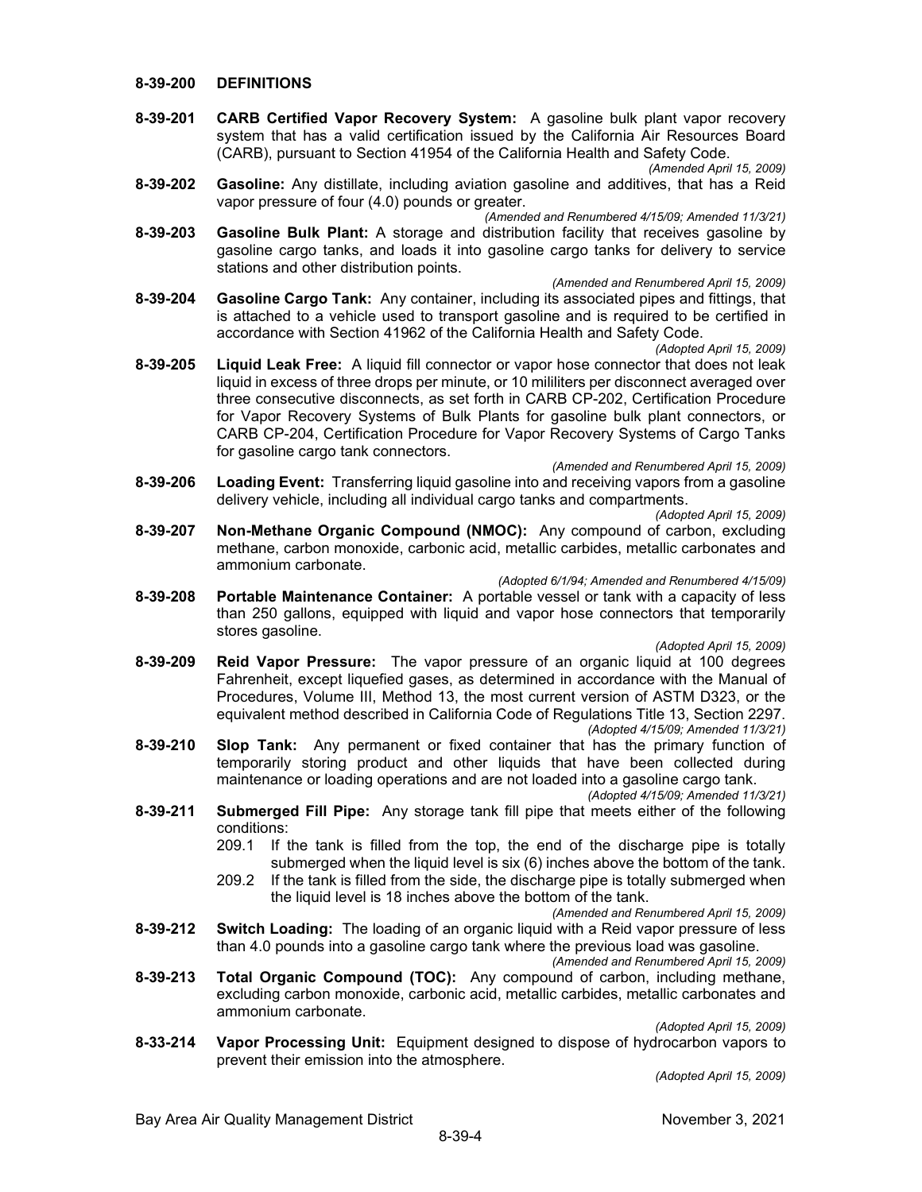## 8-39-200 DEFINITIONS

**8-39-201 CARB Certified Vapor Recovery System:** A gasoline bulk plant vapor recovery system that has a valid certification issued by the California Air Resources Board (CARB), pursuant to Section 41954 of the California Health and Safety Code.

*(Amended April 15, 2009)*

**8-39-202 Gasoline:** Any distillate, including aviation gasoline and additives, that has a Reid vapor pressure of four (4.0) pounds or greater.

*(Amended and Renumbered 4/15/09; Amended 11/3/21)*

**8-39-203 Gasoline Bulk Plant:** A storage and distribution facility that receives gasoline by gasoline cargo tanks, and loads it into gasoline cargo tanks for delivery to service stations and other distribution points.

*(Amended and Renumbered April 15, 2009)*

**8-39-204 Gasoline Cargo Tank:** Any container, including its associated pipes and fittings, that is attached to a vehicle used to transport gasoline and is required to be certified in accordance with Section 41962 of the California Health and Safety Code.

*(Adopted April 15, 2009)*

**8-39-205 Liquid Leak Free:** A liquid fill connector or vapor hose connector that does not leak liquid in excess of three drops per minute, or 10 mililiters per disconnect averaged over three consecutive disconnects, as set forth in CARB CP-202, Certification Procedure for Vapor Recovery Systems of Bulk Plants for gasoline bulk plant connectors, or CARB CP-204, Certification Procedure for Vapor Recovery Systems of Cargo Tanks for gasoline cargo tank connectors.

*(Amended and Renumbered April 15, 2009)*

**8-39-206 Loading Event:** Transferring liquid gasoline into and receiving vapors from a gasoline delivery vehicle, including all individual cargo tanks and compartments.

*(Adopted April 15, 2009)*

**8-39-207 Non-Methane Organic Compound (NMOC):** Any compound of carbon, excluding methane, carbon monoxide, carbonic acid, metallic carbides, metallic carbonates and ammonium carbonate.

*(Adopted 6/1/94; Amended and Renumbered 4/15/09)*

**8-39-208 Portable Maintenance Container:** A portable vessel or tank with a capacity of less than 250 gallons, equipped with liquid and vapor hose connectors that temporarily stores gasoline.

*(Adopted April 15, 2009)*

**8-39-209 Reid Vapor Pressure:** The vapor pressure of an organic liquid at 100 degrees Fahrenheit, except liquefied gases, as determined in accordance with the Manual of Procedures, Volume III, Method 13, the most current version of ASTM D323, or the equivalent method described in California Code of Regulations Title 13, Section 2297.

*(Adopted 4/15/09; Amended 11/3/21)*

**8-39-210 Slop Tank:** Any permanent or fixed container that has the primary function of temporarily storing product and other liquids that have been collected during maintenance or loading operations and are not loaded into a gasoline cargo tank.

*(Adopted 4/15/09; Amended 11/3/21)*

**8-39-211 Submerged Fill Pipe:** Any storage tank fill pipe that meets either of the following conditions:

209.1 If the tank is filled from the top, the end of the discharge pipe is totally submerged when the liquid level is six (6) inches above the bottom of the tank.

209.2 If the tank is filled from the side, the discharge pipe is totally submerged when the liquid level is 18 inches above the bottom of the tank.

*(Amended and Renumbered April 15, 2009)*

**8-39-212 Switch Loading:** The loading of an organic liquid with a Reid vapor pressure of less than 4.0 pounds into a gasoline cargo tank where the previous load was gasoline.

*(Amended and Renumbered April 15, 2009)*

**8-39-213 Total Organic Compound (TOC):** Any compound of carbon, including methane, excluding carbon monoxide, carbonic acid, metallic carbides, metallic carbonates and ammonium carbonate.

*(Adopted April 15, 2009)*

**8-33-214 Vapor Processing Unit:** Equipment designed to dispose of hydrocarbon vapors to prevent their emission into the atmosphere.

*(Adopted April 15, 2009)*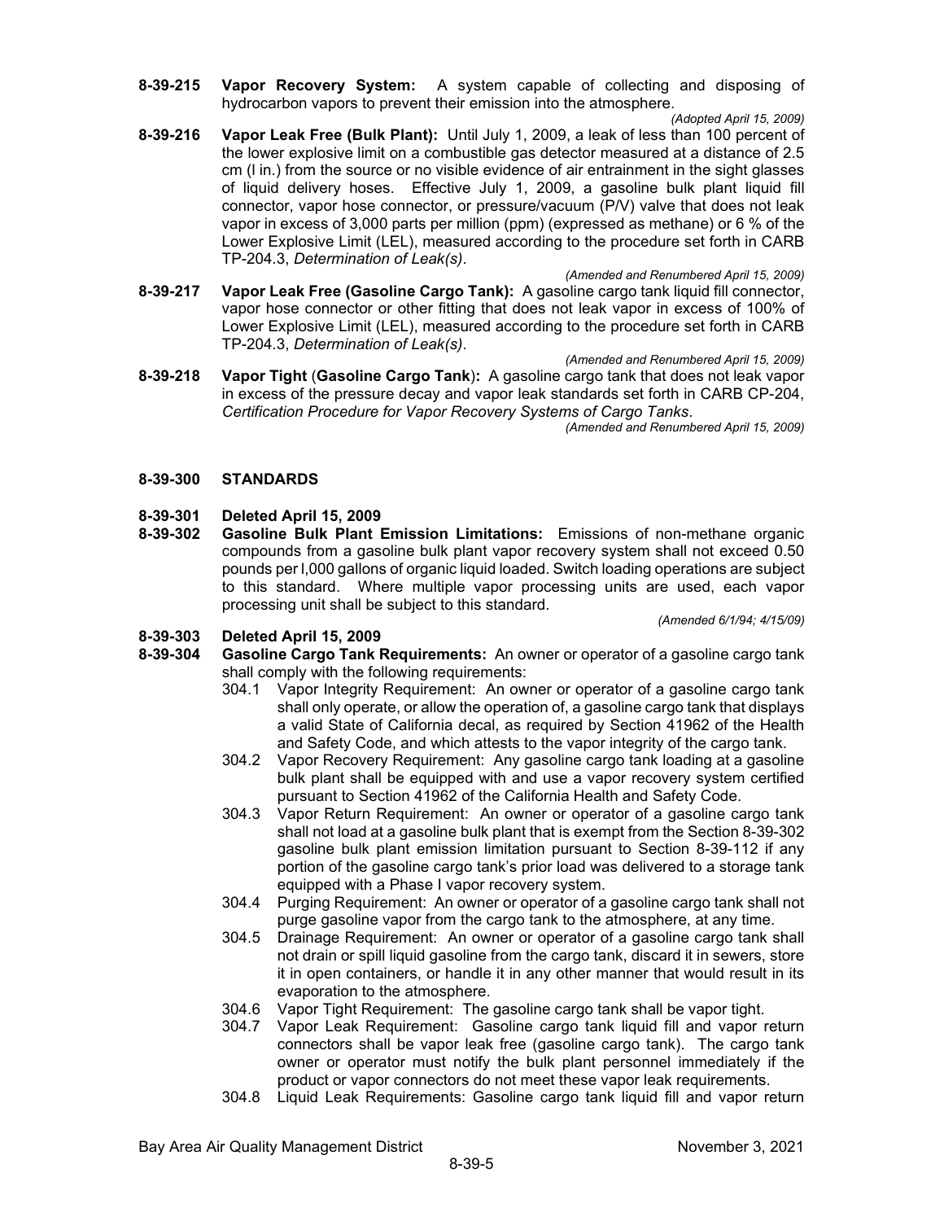**8-39-215 Vapor Recovery System:** A system capable of collecting and disposing of hydrocarbon vapors to prevent their emission into the atmosphere.

*(Adopted April 15, 2009)*

**8-39-216 Vapor Leak Free (Bulk Plant):** Until July 1, 2009, a leak of less than 100 percent of the lower explosive limit on a combustible gas detector measured at a distance of 2.5 cm (l in.) from the source or no visible evidence of air entrainment in the sight glasses of liquid delivery hoses. Effective July 1, 2009, a gasoline bulk plant liquid fill connector, vapor hose connector, or pressure/vacuum (P/V) valve that does not leak vapor in excess of 3,000 parts per million (ppm) (expressed as methane) or 6 % of the Lower Explosive Limit (LEL), measured according to the procedure set forth in CARB TP-204.3, *Determination of Leak(s)*.

*(Amended and Renumbered April 15, 2009)*

**8-39-217 Vapor Leak Free (Gasoline Cargo Tank):** A gasoline cargo tank liquid fill connector, vapor hose connector or other fitting that does not leak vapor in excess of 100% of Lower Explosive Limit (LEL), measured according to the procedure set forth in CARB TP-204.3, *Determination of Leak(s)*.

*(Amended and Renumbered April 15, 2009)*

**8-39-218 Vapor Tight (Gasoline Cargo Tank):** A gasoline cargo tank that does not leak vapor in excess of the pressure decay and vapor leak standards set forth in CARB CP-204, *Certification Procedure for Vapor Recovery Systems of Cargo Tanks*.

*(Amended and Renumbered April 15, 2009)*

## 8-39-300 STANDARDS

**8-39-301 Deleted April 15, 2009**

**8-39-302 Gasoline Bulk Plant Emission Limitations:** Emissions of non-methane organic compounds from a gasoline bulk plant vapor recovery system shall not exceed 0.50 pounds per l,000 gallons of organic liquid loaded. Switch loading operations are subject to this standard. Where multiple vapor processing units are used, each vapor processing unit shall be subject to this standard.

*(Amended 6/1/94; 4/15/09)*

**8-39-303 Deleted April 15, 2009**

**8-39-304 Gasoline Cargo Tank Requirements:** An owner or operator of a gasoline cargo tank shall comply with the following requirements:

304.1 Vapor Integrity Requirement: An owner or operator of a gasoline cargo tank shall only operate, or allow the operation of, a gasoline cargo tank that displays a valid State of California decal, as required by Section 41962 of the Health and Safety Code, and which attests to the vapor integrity of the cargo tank.

304.2 Vapor Recovery Requirement: Any gasoline cargo tank loading at a gasoline bulk plant shall be equipped with and use a vapor recovery system certified pursuant to Section 41962 of the California Health and Safety Code.

304.3 Vapor Return Requirement: An owner or operator of a gasoline cargo tank shall not load at a gasoline bulk plant that is exempt from the Section 8-39-302 gasoline bulk plant emission limitation pursuant to Section 8-39-112 if any portion of the gasoline cargo tank's prior load was delivered to a storage tank equipped with a Phase I vapor recovery system.

304.4 Purging Requirement: An owner or operator of a gasoline cargo tank shall not purge gasoline vapor from the cargo tank to the atmosphere, at any time.

304.5 Drainage Requirement: An owner or operator of a gasoline cargo tank shall not drain or spill liquid gasoline from the cargo tank, discard it in sewers, store it in open containers, or handle it in any other manner that would result in its evaporation to the atmosphere.

304.6 Vapor Tight Requirement: The gasoline cargo tank shall be vapor tight.

304.7 Vapor Leak Requirement: Gasoline cargo tank liquid fill and vapor return connectors shall be vapor leak free (gasoline cargo tank). The cargo tank owner or operator must notify the bulk plant personnel immediately if the product or vapor connectors do not meet these vapor leak requirements.

304.8 Liquid Leak Requirements: Gasoline cargo tank liquid fill and vapor return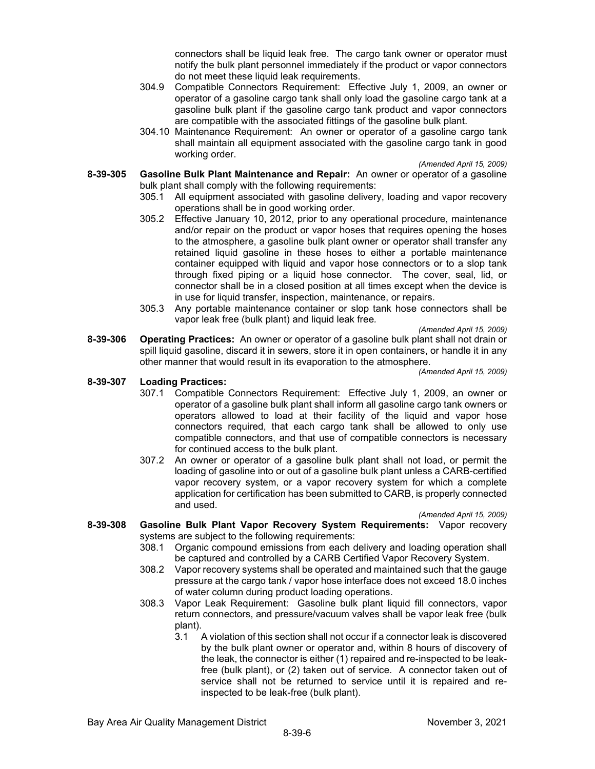connectors shall be liquid leak free. The cargo tank owner or operator must notify the bulk plant personnel immediately if the product or vapor connectors do not meet these liquid leak requirements.

304.9 Compatible Connectors Requirement: Effective July 1, 2009, an owner or operator of a gasoline cargo tank shall only load the gasoline cargo tank at a gasoline bulk plant if the gasoline cargo tank product and vapor connectors are compatible with the associated fittings of the gasoline bulk plant.

304.10 Maintenance Requirement: An owner or operator of a gasoline cargo tank shall maintain all equipment associated with the gasoline cargo tank in good working order.

*(Amended April 15, 2009)*

**8-39-305 Gasoline Bulk Plant Maintenance and Repair:** An owner or operator of a gasoline bulk plant shall comply with the following requirements:

305.1 All equipment associated with gasoline delivery, loading and vapor recovery operations shall be in good working order.

305.2 Effective January 10, 2012, prior to any operational procedure, maintenance and/or repair on the product or vapor hoses that requires opening the hoses to the atmosphere, a gasoline bulk plant owner or operator shall transfer any retained liquid gasoline in these hoses to either a portable maintenance container equipped with liquid and vapor hose connectors or to a slop tank through fixed piping or a liquid hose connector. The cover, seal, lid, or connector shall be in a closed position at all times except when the device is in use for liquid transfer, inspection, maintenance, or repairs.

305.3 Any portable maintenance container or slop tank hose connectors shall be vapor leak free (bulk plant) and liquid leak free.

*(Amended April 15, 2009)*

**8-39-306 Operating Practices:** An owner or operator of a gasoline bulk plant shall not drain or spill liquid gasoline, discard it in sewers, store it in open containers, or handle it in any other manner that would result in its evaporation to the atmosphere.

*(Amended April 15, 2009)*

**8-39-307 Loading Practices:**

307.1 Compatible Connectors Requirement: Effective July 1, 2009, an owner or operator of a gasoline bulk plant shall inform all gasoline cargo tank owners or operators allowed to load at their facility of the liquid and vapor hose connectors required, that each cargo tank shall be allowed to only use compatible connectors, and that use of compatible connectors is necessary for continued access to the bulk plant.

307.2 An owner or operator of a gasoline bulk plant shall not load, or permit the loading of gasoline into or out of a gasoline bulk plant unless a CARB-certified vapor recovery system, or a vapor recovery system for which a complete application for certification has been submitted to CARB, is properly connected and used.

*(Amended April 15, 2009)*

**8-39-308 Gasoline Bulk Plant Vapor Recovery System Requirements:** Vapor recovery systems are subject to the following requirements:

308.1 Organic compound emissions from each delivery and loading operation shall be captured and controlled by a CARB Certified Vapor Recovery System.

308.2 Vapor recovery systems shall be operated and maintained such that the gauge pressure at the cargo tank / vapor hose interface does not exceed 18.0 inches of water column during product loading operations.

308.3 Vapor Leak Requirement: Gasoline bulk plant liquid fill connectors, vapor return connectors, and pressure/vacuum valves shall be vapor leak free (bulk plant).

3.1 A violation of this section shall not occur if a connector leak is discovered by the bulk plant owner or operator and, within 8 hours of discovery of the leak, the connector is either (1) repaired and re-inspected to be leak-free (bulk plant), or (2) taken out of service. A connector taken out of service shall not be returned to service until it is repaired and re-inspected to be leak-free (bulk plant).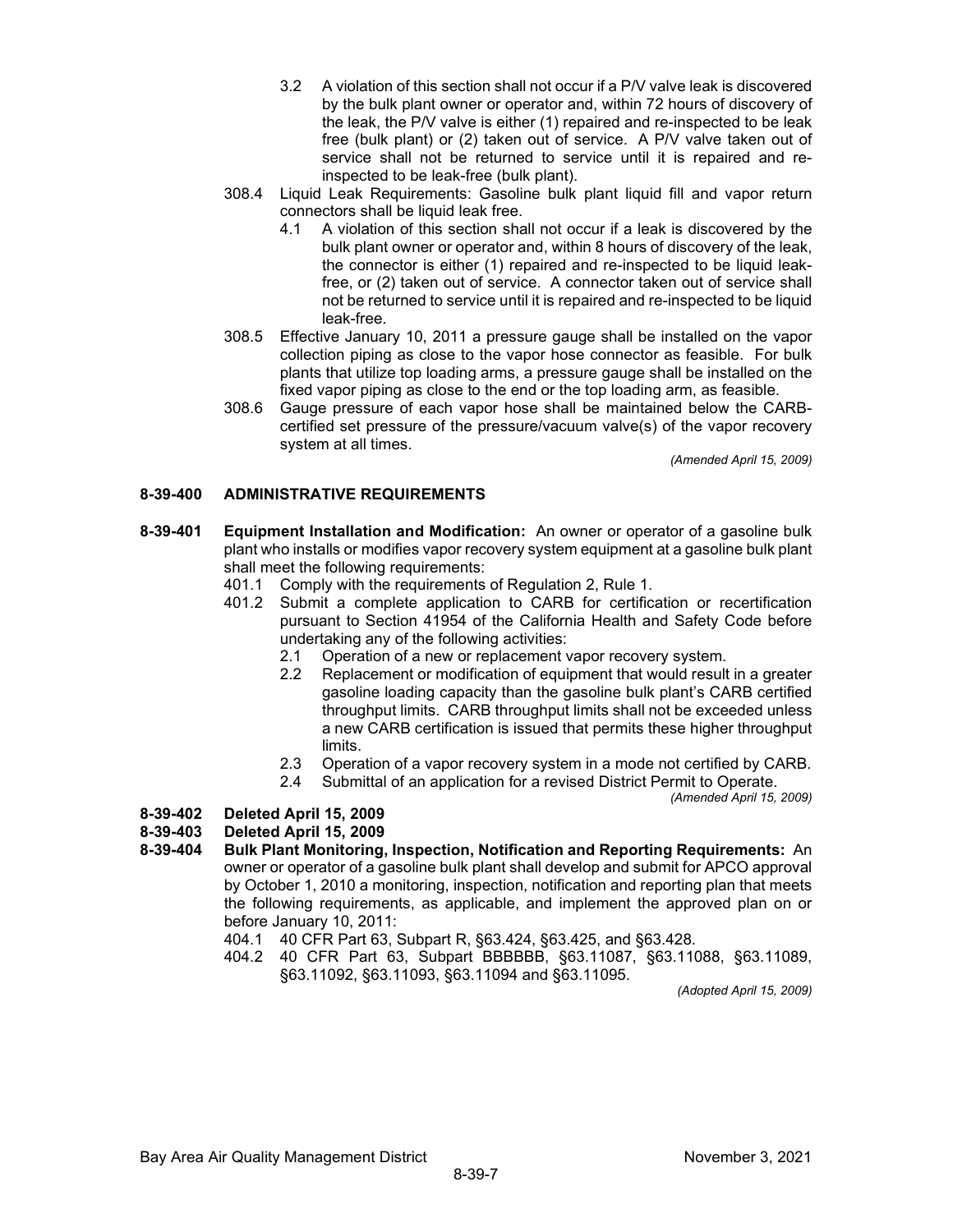3.2 A violation of this section shall not occur if a P/V valve leak is discovered by the bulk plant owner or operator and, within 72 hours of discovery of the leak, the P/V valve is either (1) repaired and re-inspected to be leak free (bulk plant) or (2) taken out of service. A P/V valve taken out of service shall not be returned to service until it is repaired and re-inspected to be leak-free (bulk plant).

308.4 Liquid Leak Requirements: Gasoline bulk plant liquid fill and vapor return connectors shall be liquid leak free.

4.1 A violation of this section shall not occur if a leak is discovered by the bulk plant owner or operator and, within 8 hours of discovery of the leak, the connector is either (1) repaired and re-inspected to be liquid leak-free, or (2) taken out of service. A connector taken out of service shall not be returned to service until it is repaired and re-inspected to be liquid leak-free.

308.5 Effective January 10, 2011 a pressure gauge shall be installed on the vapor collection piping as close to the vapor hose connector as feasible. For bulk plants that utilize top loading arms, a pressure gauge shall be installed on the fixed vapor piping as close to the end or the top loading arm, as feasible.

308.6 Gauge pressure of each vapor hose shall be maintained below the CARB-certified set pressure of the pressure/vacuum valve(s) of the vapor recovery system at all times.

*(Amended April 15, 2009)*

## 8-39-400 ADMINISTRATIVE REQUIREMENTS

**8-39-401 Equipment Installation and Modification:** An owner or operator of a gasoline bulk plant who installs or modifies vapor recovery system equipment at a gasoline bulk plant shall meet the following requirements:

401.1 Comply with the requirements of Regulation 2, Rule 1.

401.2 Submit a complete application to CARB for certification or recertification pursuant to Section 41954 of the California Health and Safety Code before undertaking any of the following activities:

2.1 Operation of a new or replacement vapor recovery system.

2.2 Replacement or modification of equipment that would result in a greater gasoline loading capacity than the gasoline bulk plant's CARB certified throughput limits. CARB throughput limits shall not be exceeded unless a new CARB certification is issued that permits these higher throughput limits.

2.3 Operation of a vapor recovery system in a mode not certified by CARB.

2.4 Submittal of an application for a revised District Permit to Operate.

*(Amended April 15, 2009)*

**8-39-402 Deleted April 15, 2009**

**8-39-403 Deleted April 15, 2009**

**8-39-404 Bulk Plant Monitoring, Inspection, Notification and Reporting Requirements:** An owner or operator of a gasoline bulk plant shall develop and submit for APCO approval by October 1, 2010 a monitoring, inspection, notification and reporting plan that meets the following requirements, as applicable, and implement the approved plan on or before January 10, 2011:

404.1 40 CFR Part 63, Subpart R, §63.424, §63.425, and §63.428.

404.2 40 CFR Part 63, Subpart BBBBBB, §63.11087, §63.11088, §63.11089, §63.11092, §63.11093, §63.11094 and §63.11095.

*(Adopted April 15, 2009)*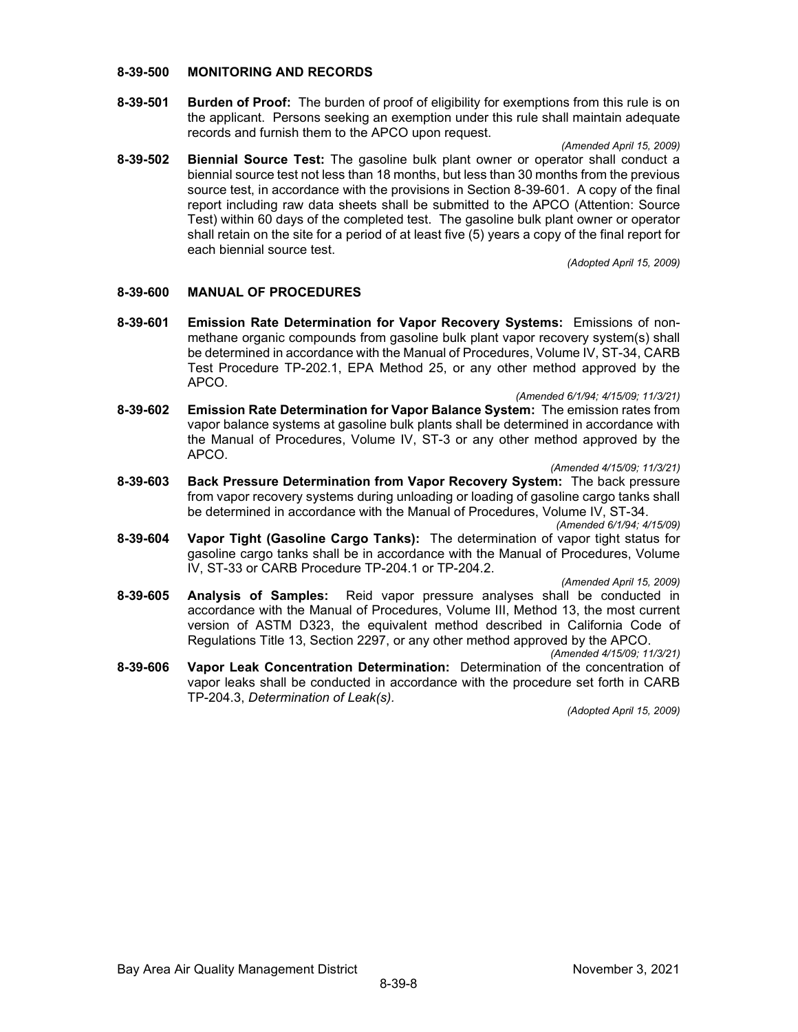## 8-39-500 MONITORING AND RECORDS

**8-39-501 Burden of Proof:** The burden of proof of eligibility for exemptions from this rule is on the applicant. Persons seeking an exemption under this rule shall maintain adequate records and furnish them to the APCO upon request.

*(Amended April 15, 2009)*

**8-39-502 Biennial Source Test:** The gasoline bulk plant owner or operator shall conduct a biennial source test not less than 18 months, but less than 30 months from the previous source test, in accordance with the provisions in Section 8-39-601. A copy of the final report including raw data sheets shall be submitted to the APCO (Attention: Source Test) within 60 days of the completed test. The gasoline bulk plant owner or operator shall retain on the site for a period of at least five (5) years a copy of the final report for each biennial source test.

*(Adopted April 15, 2009)*

## 8-39-600 MANUAL OF PROCEDURES

**8-39-601 Emission Rate Determination for Vapor Recovery Systems:** Emissions of non-methane organic compounds from gasoline bulk plant vapor recovery system(s) shall be determined in accordance with the Manual of Procedures, Volume IV, ST-34, CARB Test Procedure TP-202.1, EPA Method 25, or any other method approved by the APCO.

*(Amended 6/1/94; 4/15/09; 11/3/21)*

**8-39-602 Emission Rate Determination for Vapor Balance System:** The emission rates from vapor balance systems at gasoline bulk plants shall be determined in accordance with the Manual of Procedures, Volume IV, ST-3 or any other method approved by the APCO.

*(Amended 4/15/09; 11/3/21)*

**8-39-603 Back Pressure Determination from Vapor Recovery System:** The back pressure from vapor recovery systems during unloading or loading of gasoline cargo tanks shall be determined in accordance with the Manual of Procedures, Volume IV, ST-34.

*(Amended 6/1/94; 4/15/09)*

**8-39-604 Vapor Tight (Gasoline Cargo Tanks):** The determination of vapor tight status for gasoline cargo tanks shall be in accordance with the Manual of Procedures, Volume IV, ST-33 or CARB Procedure TP-204.1 or TP-204.2.

*(Amended April 15, 2009)*

**8-39-605 Analysis of Samples:** Reid vapor pressure analyses shall be conducted in accordance with the Manual of Procedures, Volume III, Method 13, the most current version of ASTM D323, the equivalent method described in California Code of Regulations Title 13, Section 2297, or any other method approved by the APCO.

*(Amended 4/15/09; 11/3/21)*

**8-39-606 Vapor Leak Concentration Determination:** Determination of the concentration of vapor leaks shall be conducted in accordance with the procedure set forth in CARB TP-204.3, *Determination of Leak(s).*

*(Adopted April 15, 2009)*